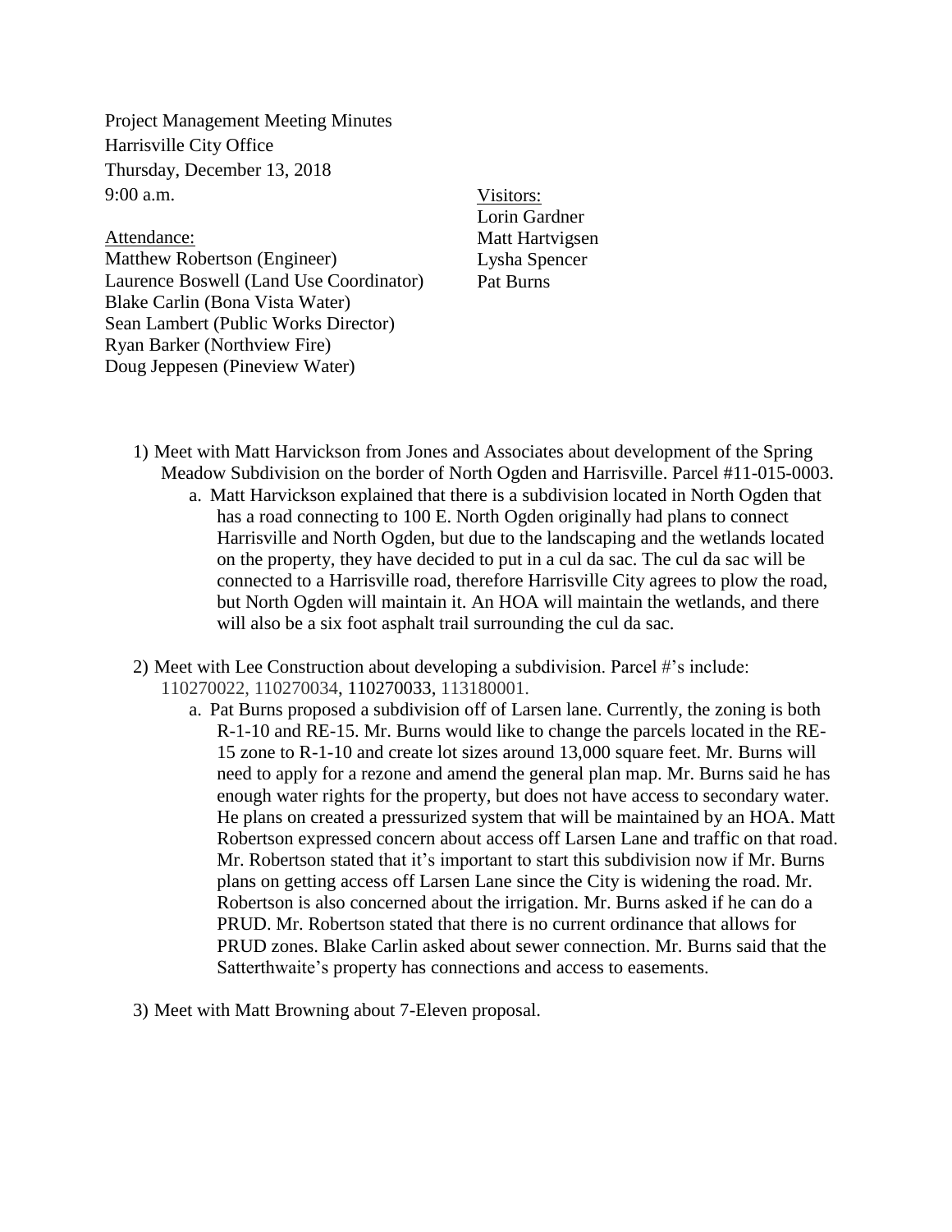Project Management Meeting Minutes
Harrisville City Office
Thursday, December 13, 2018
9:00 a.m.

Attendance:
Matthew Robertson (Engineer)
Laurence Boswell (Land Use Coordinator)
Blake Carlin (Bona Vista Water)
Sean Lambert (Public Works Director)
Ryan Barker (Northview Fire)
Doug Jeppesen (Pineview Water)

Visitors:
Lorin Gardner
Matt Hartvigsen
Lysha Spencer
Pat Burns

1) Meet with Matt Harvickson from Jones and Associates about development of the Spring Meadow Subdivision on the border of North Ogden and Harrisville. Parcel #11-015-0003.
   a. Matt Harvickson explained that there is a subdivision located in North Ogden that has a road connecting to 100 E. North Ogden originally had plans to connect Harrisville and North Ogden, but due to the landscaping and the wetlands located on the property, they have decided to put in a cul da sac. The cul da sac will be connected to a Harrisville road, therefore Harrisville City agrees to plow the road, but North Ogden will maintain it. An HOA will maintain the wetlands, and there will also be a six foot asphalt trail surrounding the cul da sac.

2) Meet with Lee Construction about developing a subdivision. Parcel #'s include: 110270022, 110270034, 110270033, 113180001.
   a. Pat Burns proposed a subdivision off of Larsen lane. Currently, the zoning is both R-1-10 and RE-15. Mr. Burns would like to change the parcels located in the RE-15 zone to R-1-10 and create lot sizes around 13,000 square feet. Mr. Burns will need to apply for a rezone and amend the general plan map. Mr. Burns said he has enough water rights for the property, but does not have access to secondary water. He plans on created a pressurized system that will be maintained by an HOA. Matt Robertson expressed concern about access off Larsen Lane and traffic on that road. Mr. Robertson stated that it's important to start this subdivision now if Mr. Burns plans on getting access off Larsen Lane since the City is widening the road. Mr. Robertson is also concerned about the irrigation. Mr. Burns asked if he can do a PRUD. Mr. Robertson stated that there is no current ordinance that allows for PRUD zones. Blake Carlin asked about sewer connection. Mr. Burns said that the Satterthwaite's property has connections and access to easements.

3) Meet with Matt Browning about 7-Eleven proposal.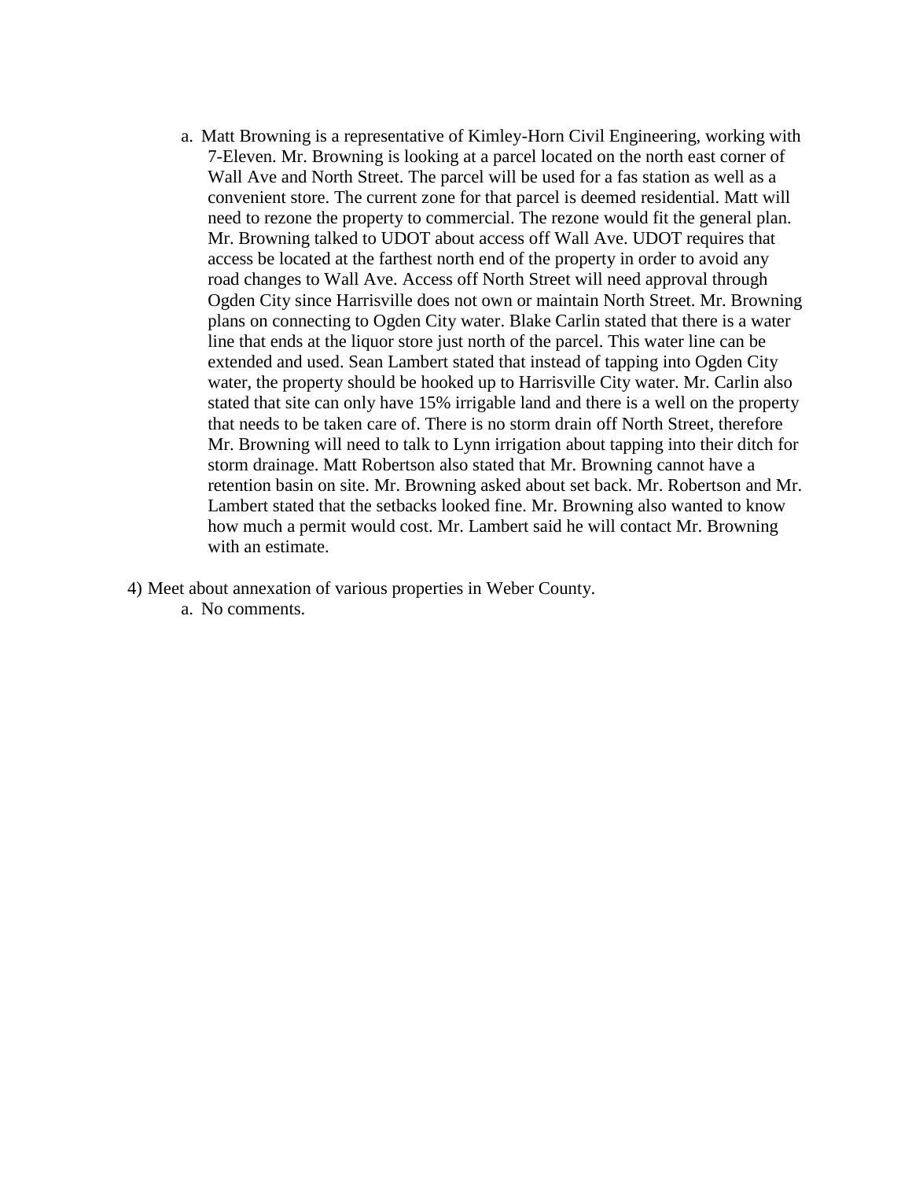a. Matt Browning is a representative of Kimley-Horn Civil Engineering, working with 7-Eleven. Mr. Browning is looking at a parcel located on the north east corner of Wall Ave and North Street. The parcel will be used for a fas station as well as a convenient store. The current zone for that parcel is deemed residential. Matt will need to rezone the property to commercial. The rezone would fit the general plan. Mr. Browning talked to UDOT about access off Wall Ave. UDOT requires that access be located at the farthest north end of the property in order to avoid any road changes to Wall Ave. Access off North Street will need approval through Ogden City since Harrisville does not own or maintain North Street. Mr. Browning plans on connecting to Ogden City water. Blake Carlin stated that there is a water line that ends at the liquor store just north of the parcel. This water line can be extended and used. Sean Lambert stated that instead of tapping into Ogden City water, the property should be hooked up to Harrisville City water. Mr. Carlin also stated that site can only have 15% irrigable land and there is a well on the property that needs to be taken care of. There is no storm drain off North Street, therefore Mr. Browning will need to talk to Lynn irrigation about tapping into their ditch for storm drainage. Matt Robertson also stated that Mr. Browning cannot have a retention basin on site. Mr. Browning asked about set back. Mr. Robertson and Mr. Lambert stated that the setbacks looked fine. Mr. Browning also wanted to know how much a permit would cost. Mr. Lambert said he will contact Mr. Browning with an estimate.

4) Meet about annexation of various properties in Weber County.
   a. No comments.